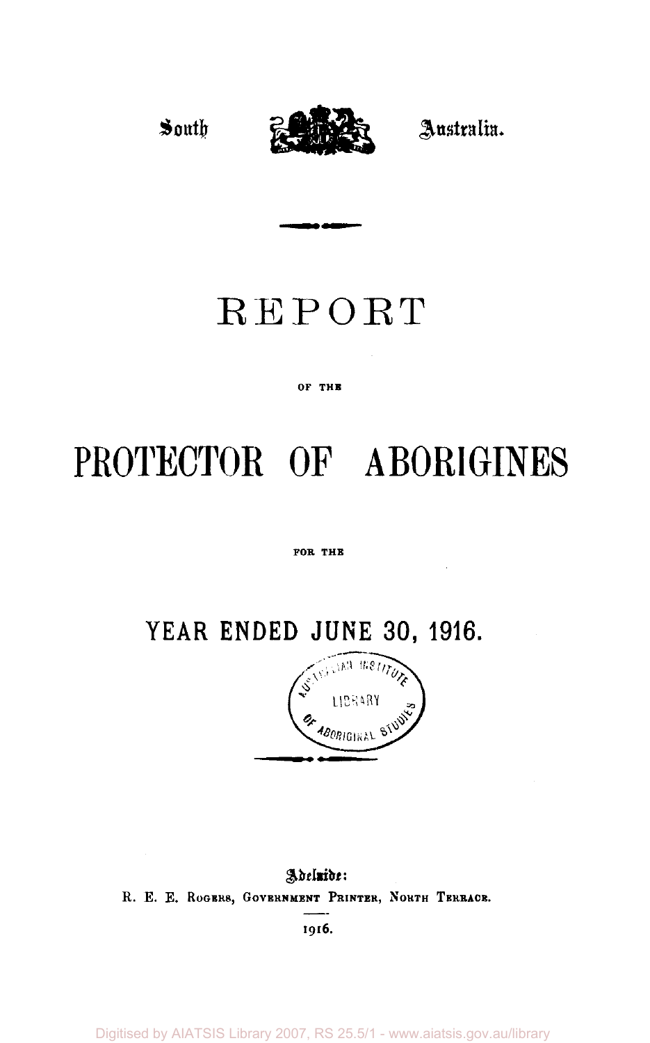South Australia.

# REPORT

OF THE

# PROTECTOR OF ABORIGINES

FOR THE

## YEAR ENDED JUNE 30, 1916.

Adelaide:
R. E. E. Rogers, Government Printer, North Terrace.

1916.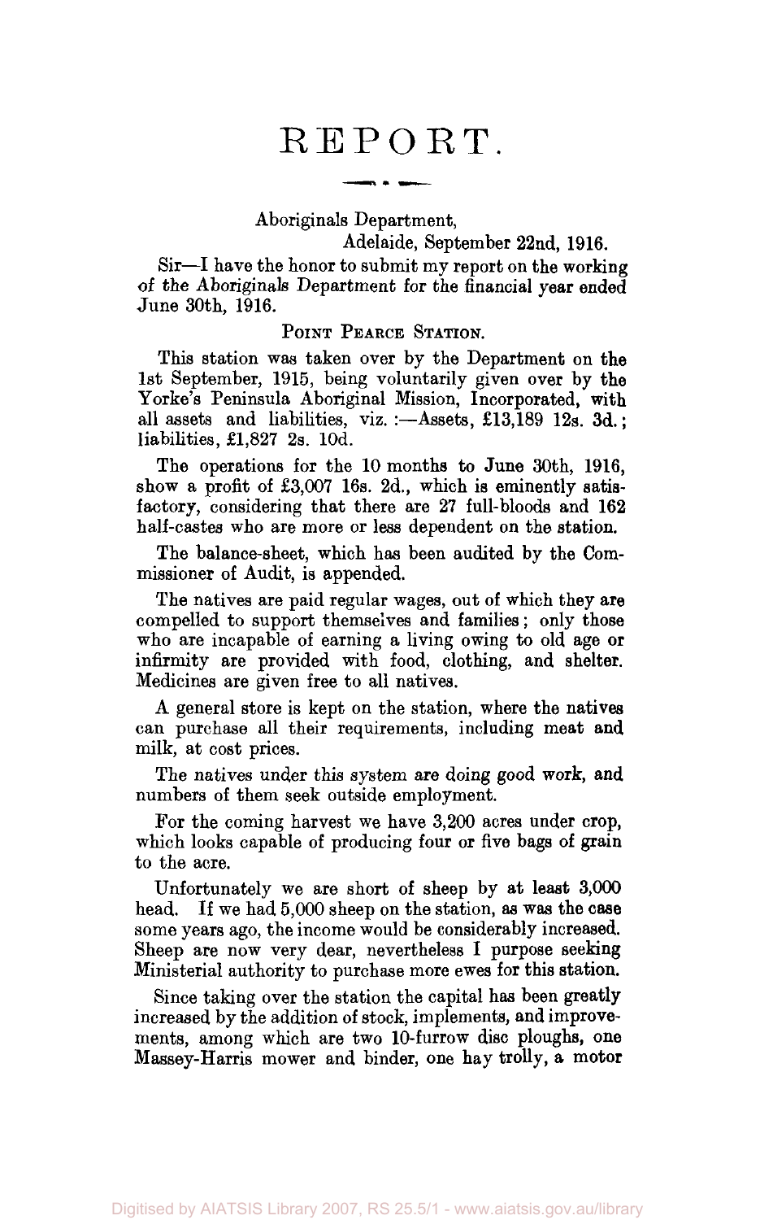# REPORT.

Aboriginals Department,

Adelaide, September 22nd, 1916.

Sir—I have the honor to submit my report on the working of the Aboriginals Department for the financial year ended June 30th, 1916.

## Point Pearce Station.

This station was taken over by the Department on the 1st September, 1915, being voluntarily given over by the Yorke's Peninsula Aboriginal Mission, Incorporated, with all assets and liabilities, viz. :—Assets, £13,189 12s. 3d.; liabilities, £1,827 2s. 10d.

The operations for the 10 months to June 30th, 1916, show a profit of £3,007 16s. 2d., which is eminently satisfactory, considering that there are 27 full-bloods and 162 half-castes who are more or less dependent on the station.

The balance-sheet, which has been audited by the Commissioner of Audit, is appended.

The natives are paid regular wages, out of which they are compelled to support themselves and families; only those who are incapable of earning a living owing to old age or infirmity are provided with food, clothing, and shelter. Medicines are given free to all natives.

A general store is kept on the station, where the natives can purchase all their requirements, including meat and milk, at cost prices.

The natives under this system are doing good work, and numbers of them seek outside employment.

For the coming harvest we have 3,200 acres under crop, which looks capable of producing four or five bags of grain to the acre.

Unfortunately we are short of sheep by at least 3,000 head. If we had 5,000 sheep on the station, as was the case some years ago, the income would be considerably increased. Sheep are now very dear, nevertheless I purpose seeking Ministerial authority to purchase more ewes for this station.

Since taking over the station the capital has been greatly increased by the addition of stock, implements, and improvements, among which are two 10-furrow disc ploughs, one Massey-Harris mower and binder, one hay trolly, a motor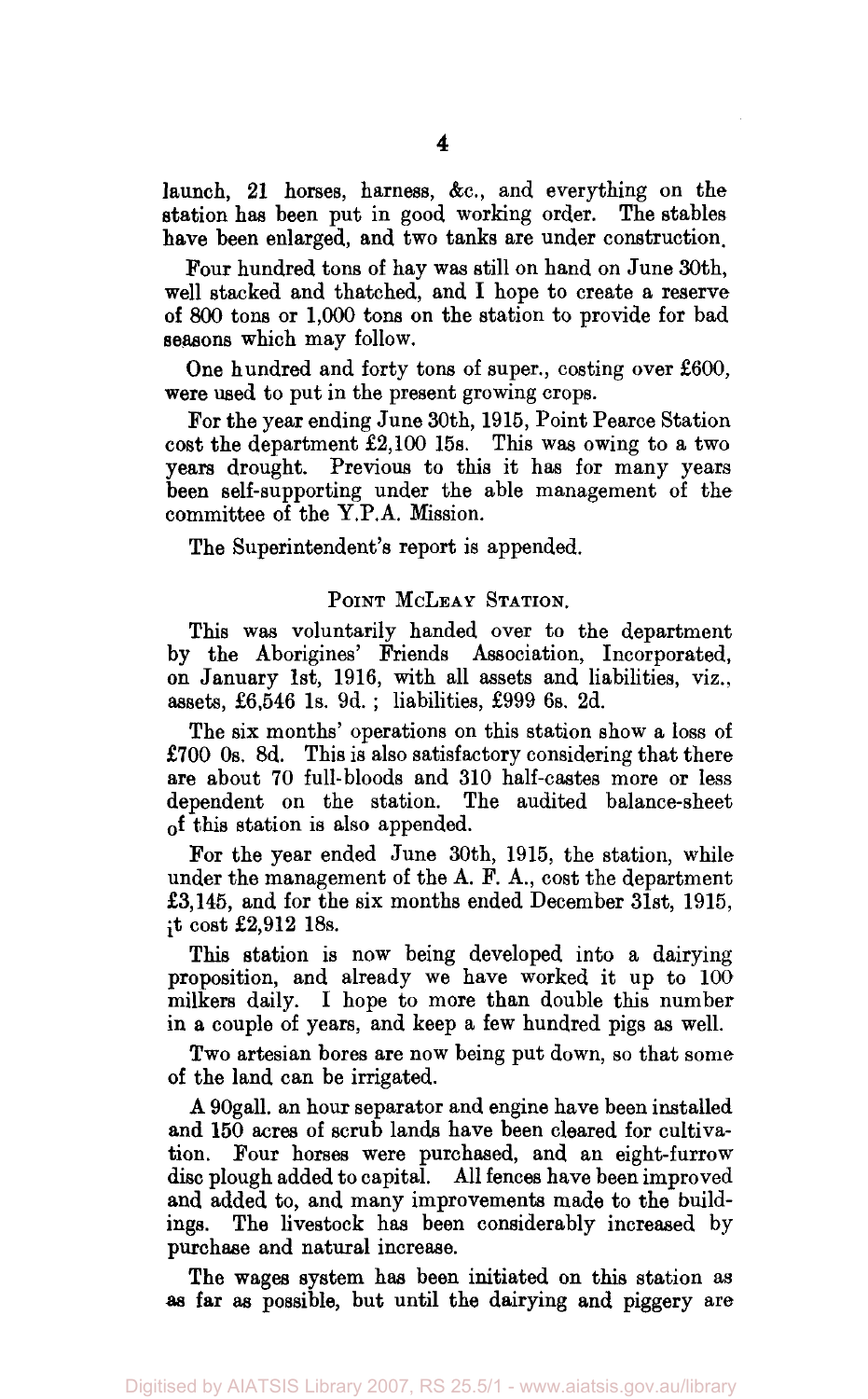launch, 21 horses, harness, &c., and everything on the station has been put in good working order. The stables have been enlarged, and two tanks are under construction.

Four hundred tons of hay was still on hand on June 30th, well stacked and thatched, and I hope to create a reserve of 800 tons or 1,000 tons on the station to provide for bad seasons which may follow.

One hundred and forty tons of super., costing over £600, were used to put in the present growing crops.

For the year ending June 30th, 1915, Point Pearce Station cost the department £2,100 15s. This was owing to a two years drought. Previous to this it has for many years been self-supporting under the able management of the committee of the Y.P.A. Mission.

The Superintendent's report is appended.

## POINT MCLEAY STATION.

This was voluntarily handed over to the department by the Aborigines' Friends Association, Incorporated, on January 1st, 1916, with all assets and liabilities, viz., assets, £6,546 1s. 9d.; liabilities, £999 6s. 2d.

The six months' operations on this station show a loss of £700 0s. 8d. This is also satisfactory considering that there are about 70 full-bloods and 310 half-castes more or less dependent on the station. The audited balance-sheet of this station is also appended.

For the year ended June 30th, 1915, the station, while under the management of the A. F. A., cost the department £3,145, and for the six months ended December 31st, 1915, it cost £2,912 18s.

This station is now being developed into a dairying proposition, and already we have worked it up to 100 milkers daily. I hope to more than double this number in a couple of years, and keep a few hundred pigs as well.

Two artesian bores are now being put down, so that some of the land can be irrigated.

A 90gall. an hour separator and engine have been installed and 150 acres of scrub lands have been cleared for cultivation. Four horses were purchased, and an eight-furrow disc plough added to capital. All fences have been improved and added to, and many improvements made to the buildings. The livestock has been considerably increased by purchase and natural increase.

The wages system has been initiated on this station as as far as possible, but until the dairying and piggery are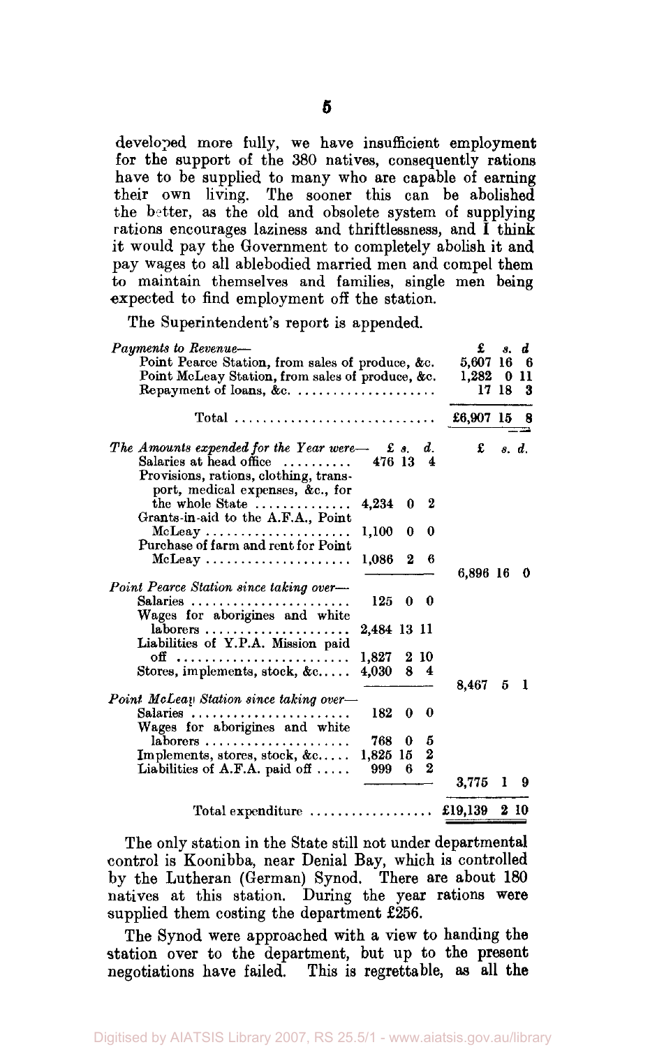developed more fully, we have insufficient employment for the support of the 380 natives, consequently rations have to be supplied to many who are capable of earning their own living. The sooner this can be abolished the better, as the old and obsolete system of supplying rations encourages laziness and thriftlessness, and I think it would pay the Government to completely abolish it and pay wages to all ablebodied married men and compel them to maintain themselves and families, single men being expected to find employment off the station.

The Superintendent's report is appended.

| *Payments to Revenue—* | | £ s. d. |
|---|---|---|
| Point Pearce Station, from sales of produce, &c. | | 5,607 16 6 |
| Point McLeay Station, from sales of produce, &c. | | 1,282 0 11 |
| Repayment of loans, &c. | | 17 18 3 |
| Total | | £6,907 15 8 |
| *The Amounts expended for the Year were—* | £ s. d. | £ s. d. |
| Salaries at head office | 476 13 4 | |
| Provisions, rations, clothing, transport, medical expenses, &c., for the whole State | 4,234 0 2 | |
| Grants-in-aid to the A.F.A., Point McLeay | 1,100 0 0 | |
| Purchase of farm and rent for Point McLeay | 1,086 2 6 | |
| | | 6,896 16 0 |
| *Point Pearce Station since taking over—* | | |
| Salaries | 125 0 0 | |
| Wages for aborigines and white laborers | 2,484 13 11 | |
| Liabilities of Y.P.A. Mission paid off | 1,827 2 10 | |
| Stores, implements, stock, &c. | 4,030 8 4 | |
| | | 8,467 5 1 |
| *Point McLeay Station since taking over—* | | |
| Salaries | 182 0 0 | |
| Wages for aborigines and white laborers | 768 0 5 | |
| Implements, stores, stock, &c. | 1,825 15 2 | |
| Liabilities of A.F.A. paid off | 999 6 2 | |
| | | 3,775 1 9 |
| Total expenditure | | £19,139 2 10 |

The only station in the State still not under departmental control is Koonibba, near Denial Bay, which is controlled by the Lutheran (German) Synod. There are about 180 natives at this station. During the year rations were supplied them costing the department £256.

The Synod were approached with a view to handing the station over to the department, but up to the present negotiations have failed. This is regrettable, as all the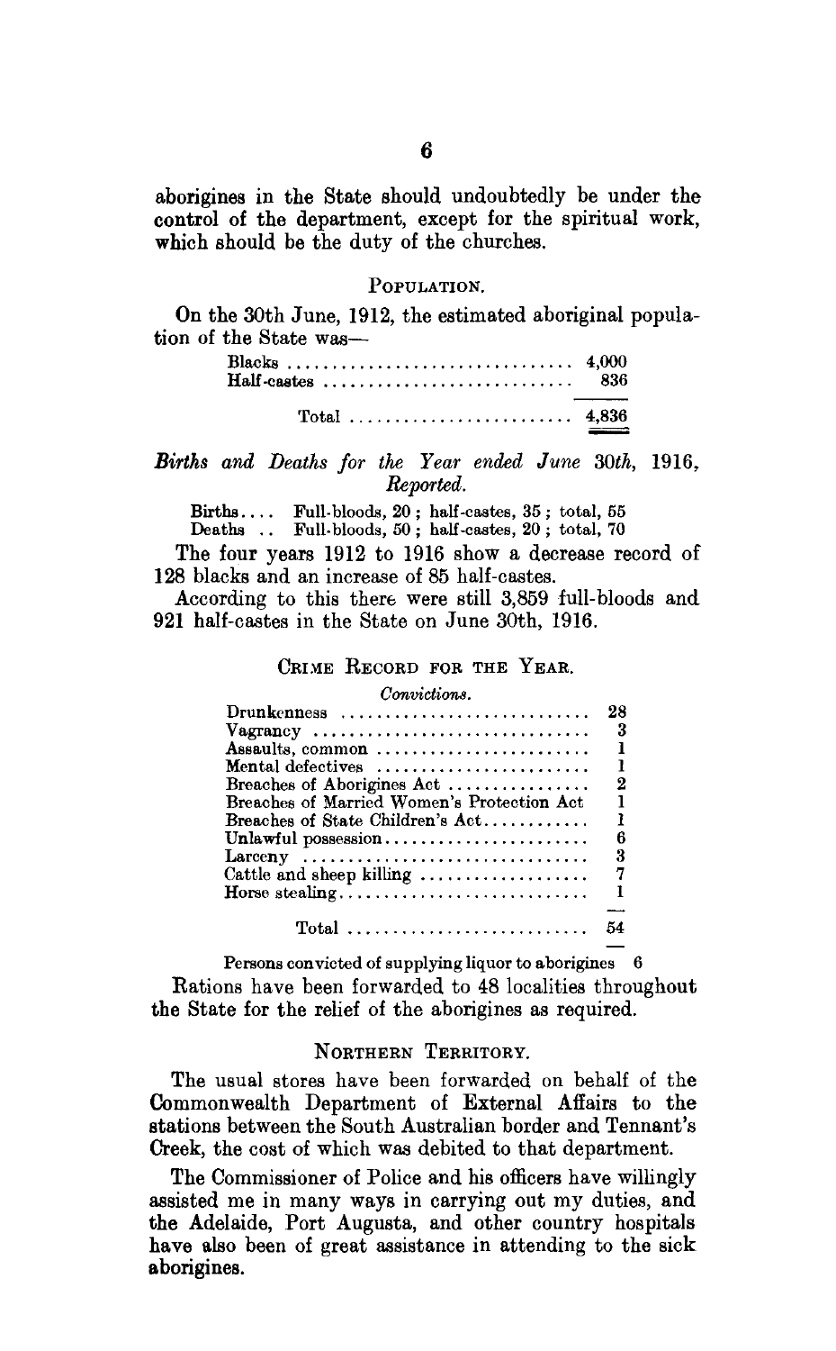aborigines in the State should undoubtedly be under the control of the department, except for the spiritual work, which should be the duty of the churches.

## POPULATION.

On the 30th June, 1912, the estimated aboriginal population of the State was—

| | |
|---|---|
| Blacks | 4,000 |
| Half-castes | 836 |
| Total | 4,836 |

*Births and Deaths for the Year ended June 30th,* 1916, *Reported.*

Births.... Full-bloods, 20; half-castes, 35; total, 55
Deaths .. Full-bloods, 50; half-castes, 20; total, 70

The four years 1912 to 1916 show a decrease record of 128 blacks and an increase of 85 half-castes.

According to this there were still 3,859 full-bloods and 921 half-castes in the State on June 30th, 1916.

## CRIME RECORD FOR THE YEAR.

*Convictions.*

| | |
|---|---|
| Drunkenness | 28 |
| Vagrancy | 3 |
| Assaults, common | 1 |
| Mental defectives | 1 |
| Breaches of Aborigines Act | 2 |
| Breaches of Married Women's Protection Act | 1 |
| Breaches of State Children's Act | 1 |
| Unlawful possession | 6 |
| Larceny | 3 |
| Cattle and sheep killing | 7 |
| Horse stealing | 1 |
| Total | 54 |

Persons convicted of supplying liquor to aborigines 6

Rations have been forwarded to 48 localities throughout the State for the relief of the aborigines as required.

## NORTHERN TERRITORY.

The usual stores have been forwarded on behalf of the Commonwealth Department of External Affairs to the stations between the South Australian border and Tennant's Creek, the cost of which was debited to that department.

The Commissioner of Police and his officers have willingly assisted me in many ways in carrying out my duties, and the Adelaide, Port Augusta, and other country hospitals have also been of great assistance in attending to the sick aborigines.